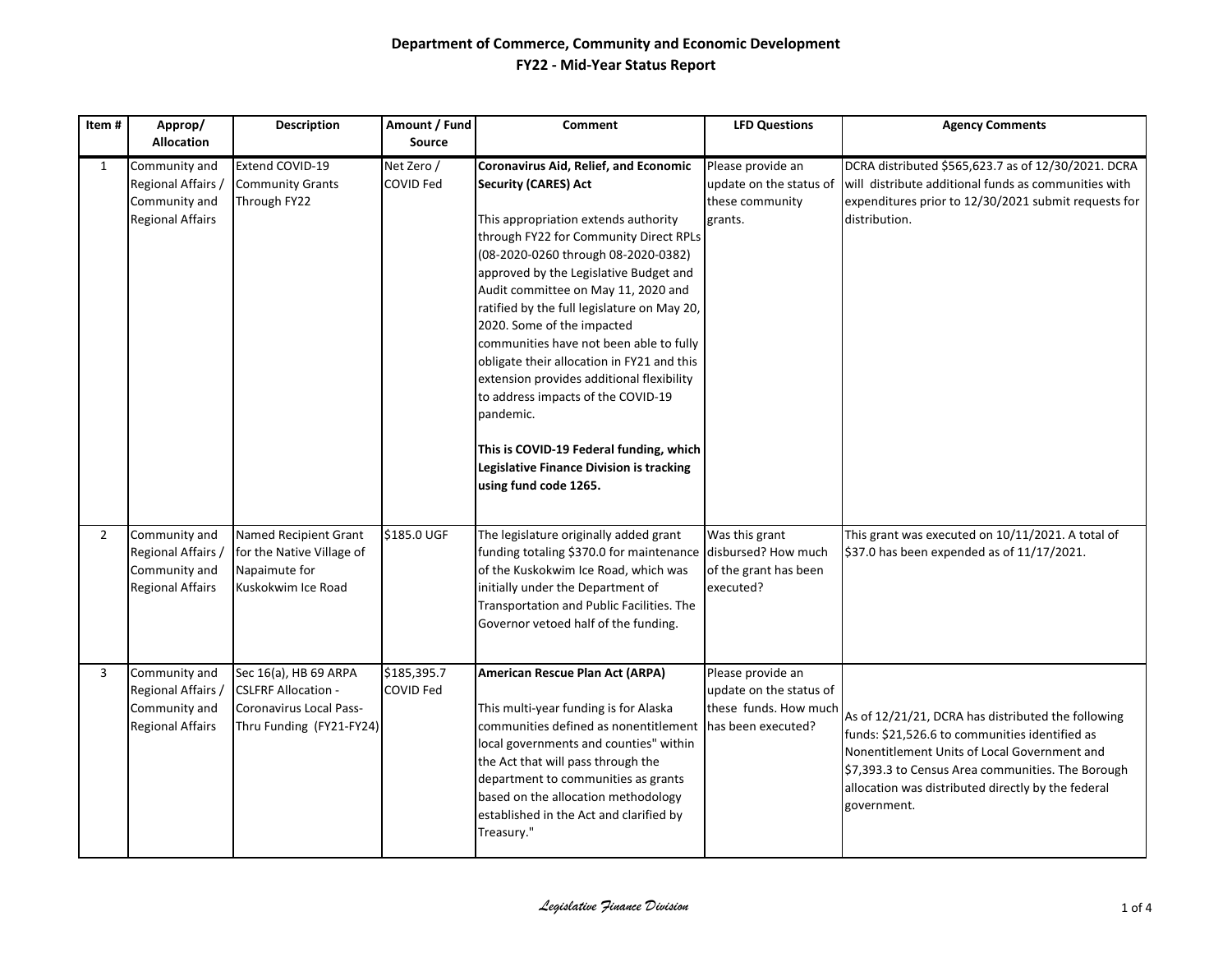# Department of Commerce, Community and Economic Development

## FY22 - Mid-Year Status Report

| Item # | Approp/ Allocation | Description | Amount / Fund Source | Comment | LFD Questions | Agency Comments |
|---|---|---|---|---|---|---|
| 1 | Community and Regional Affairs / Community and Regional Affairs | Extend COVID-19 Community Grants Through FY22 | Net Zero / COVID Fed | **Coronavirus Aid, Relief, and Economic Security (CARES) Act**<br><br>This appropriation extends authority through FY22 for Community Direct RPLs (08-2020-0260 through 08-2020-0382) approved by the Legislative Budget and Audit committee on May 11, 2020 and ratified by the full legislature on May 20, 2020. Some of the impacted communities have not been able to fully obligate their allocation in FY21 and this extension provides additional flexibility to address impacts of the COVID-19 pandemic.<br><br>**This is COVID-19 Federal funding, which Legislative Finance Division is tracking using fund code 1265.** | Please provide an update on the status of these community grants. | DCRA distributed $565,623.7 as of 12/30/2021. DCRA will distribute additional funds as communities with expenditures prior to 12/30/2021 submit requests for distribution. |
| 2 | Community and Regional Affairs / Community and Regional Affairs | Named Recipient Grant for the Native Village of Napaimute for Kuskokwim Ice Road | $185.0 UGF | The legislature originally added grant funding totaling $370.0 for maintenance of the Kuskokwim Ice Road, which was initially under the Department of Transportation and Public Facilities. The Governor vetoed half of the funding. | Was this grant disbursed? How much of the grant has been executed? | This grant was executed on 10/11/2021. A total of $37.0 has been expended as of 11/17/2021. |
| 3 | Community and Regional Affairs / Community and Regional Affairs | Sec 16(a), HB 69 ARPA CSLFRF Allocation - Coronavirus Local Pass-Thru Funding (FY21-FY24) | $185,395.7 COVID Fed | **American Rescue Plan Act (ARPA)**<br><br>This multi-year funding is for Alaska communities defined as nonentitlement local governments and counties" within the Act that will pass through the department to communities as grants based on the allocation methodology established in the Act and clarified by Treasury." | Please provide an update on the status of these funds. How much has been executed? | As of 12/21/21, DCRA has distributed the following funds: $21,526.6 to communities identified as Nonentitlement Units of Local Government and $7,393.3 to Census Area communities. The Borough allocation was distributed directly by the federal government. |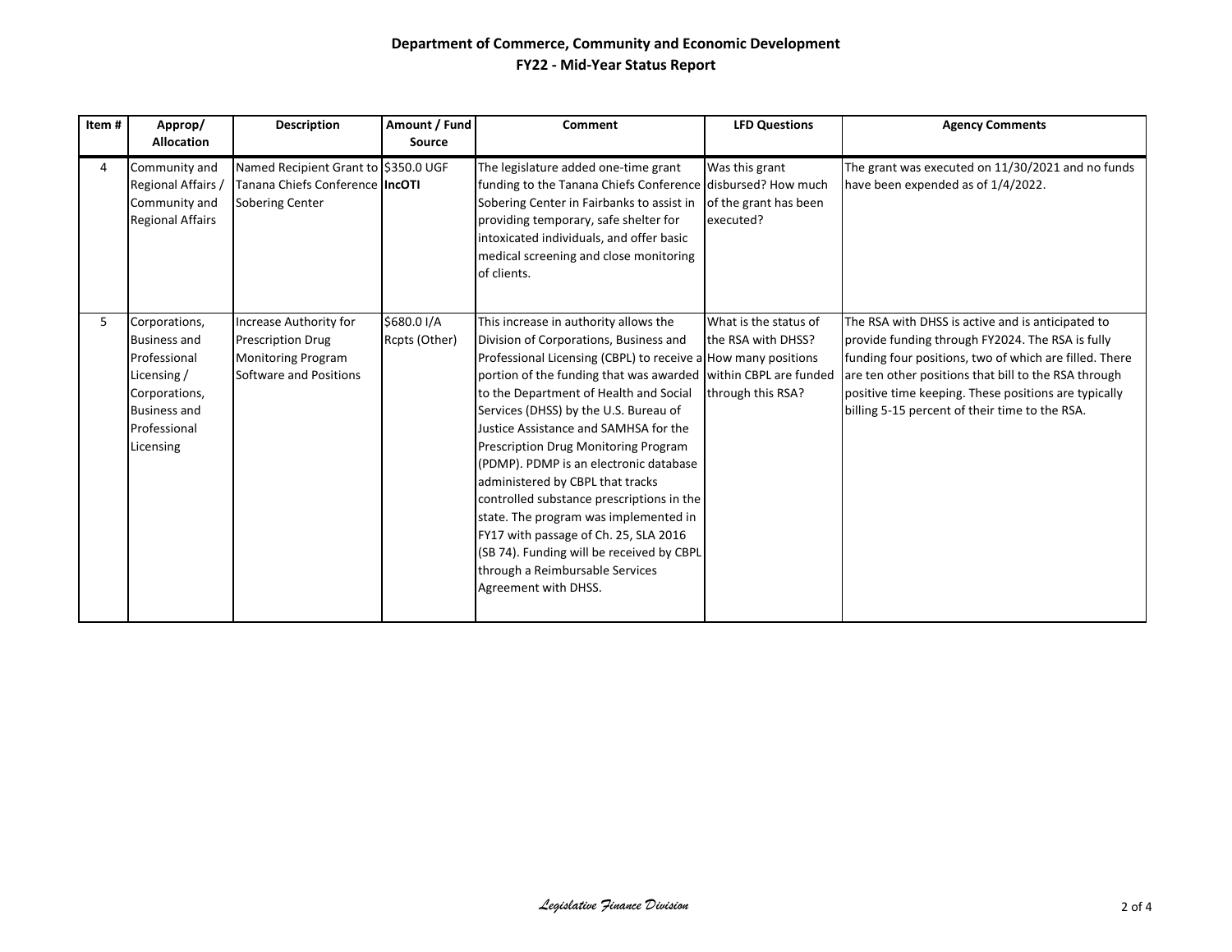# Department of Commerce, Community and Economic Development
## FY22 - Mid-Year Status Report

| Item # | Approp/ Allocation | Description | Amount / Fund Source | Comment | LFD Questions | Agency Comments |
|---|---|---|---|---|---|---|
| 4 | Community and Regional Affairs / Community and Regional Affairs | Named Recipient Grant to Tanana Chiefs Conference Sobering Center | $350.0 UGF **IncOTI** | The legislature added one-time grant funding to the Tanana Chiefs Conference Sobering Center in Fairbanks to assist in providing temporary, safe shelter for intoxicated individuals, and offer basic medical screening and close monitoring of clients. | Was this grant disbursed? How much of the grant has been executed? | The grant was executed on 11/30/2021 and no funds have been expended as of 1/4/2022. |
| 5 | Corporations, Business and Professional Licensing / Corporations, Business and Professional Licensing | Increase Authority for Prescription Drug Monitoring Program Software and Positions | $680.0 I/A Rcpts (Other) | This increase in authority allows the Division of Corporations, Business and Professional Licensing (CBPL) to receive a portion of the funding that was awarded to the Department of Health and Social Services (DHSS) by the U.S. Bureau of Justice Assistance and SAMHSA for the Prescription Drug Monitoring Program (PDMP). PDMP is an electronic database administered by CBPL that tracks controlled substance prescriptions in the state. The program was implemented in FY17 with passage of Ch. 25, SLA 2016 (SB 74). Funding will be received by CBPL through a Reimbursable Services Agreement with DHSS. | What is the status of the RSA with DHSS? How many positions within CBPL are funded through this RSA? | The RSA with DHSS is active and is anticipated to provide funding through FY2024. The RSA is fully funding four positions, two of which are filled. There are ten other positions that bill to the RSA through positive time keeping. These positions are typically billing 5-15 percent of their time to the RSA. |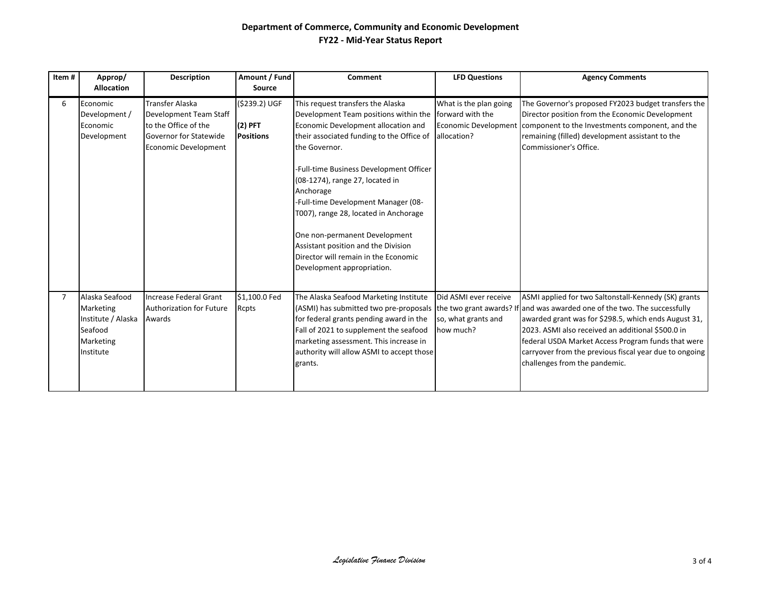**Department of Commerce, Community and Economic Development**
**FY22 - Mid-Year Status Report**

| Item # | Approp/ Allocation | Description | Amount / Fund Source | Comment | LFD Questions | Agency Comments |
|---|---|---|---|---|---|---|
| 6 | Economic Development / Economic Development | Transfer Alaska Development Team Staff to the Office of the Governor for Statewide Economic Development | ($239.2) UGF<br><br>**(2) PFT Positions** | This request transfers the Alaska Development Team positions within the Economic Development allocation and their associated funding to the Office of the Governor.<br><br>-Full-time Business Development Officer (08-1274), range 27, located in Anchorage<br>-Full-time Development Manager (08-T007), range 28, located in Anchorage<br><br>One non-permanent Development Assistant position and the Division Director will remain in the Economic Development appropriation. | What is the plan going forward with the Economic Development allocation? | The Governor's proposed FY2023 budget transfers the Director position from the Economic Development component to the Investments component, and the remaining (filled) development assistant to the Commissioner's Office. |
| 7 | Alaska Seafood Marketing Institute / Alaska Seafood Marketing Institute | Increase Federal Grant Authorization for Future Awards | $1,100.0 Fed Rcpts | The Alaska Seafood Marketing Institute (ASMI) has submitted two pre-proposals for federal grants pending award in the Fall of 2021 to supplement the seafood marketing assessment. This increase in authority will allow ASMI to accept those grants. | Did ASMI ever receive the two grant awards? If so, what grants and how much? | ASMI applied for two Saltonstall-Kennedy (SK) grants and was awarded one of the two. The successfully awarded grant was for $298.5, which ends August 31, 2023. ASMI also received an additional $500.0 in federal USDA Market Access Program funds that were carryover from the previous fiscal year due to ongoing challenges from the pandemic. |

*Legislative Finance Division*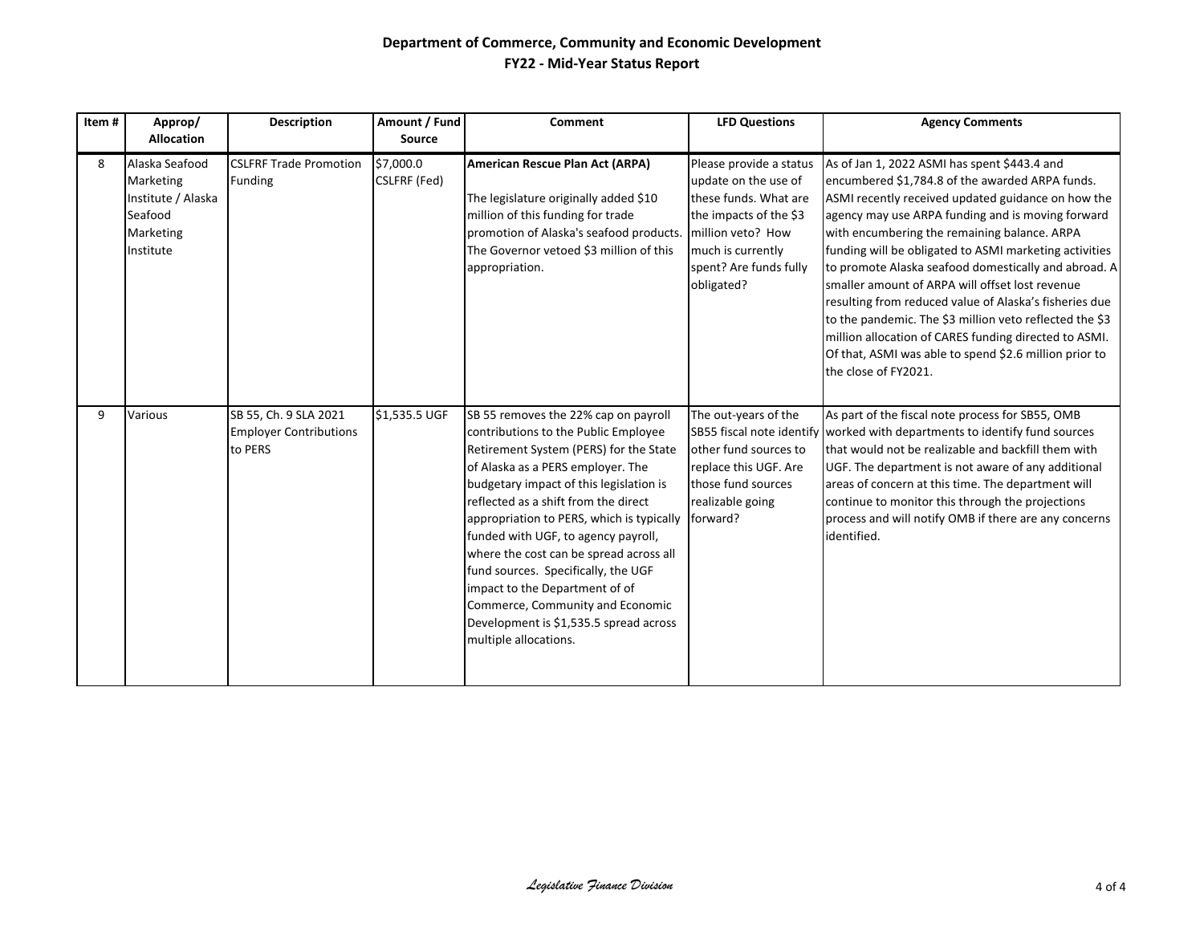**Department of Commerce, Community and Economic Development**

**FY22 - Mid-Year Status Report**

| Item # | Approp/ Allocation | Description | Amount / Fund Source | Comment | LFD Questions | Agency Comments |
|---|---|---|---|---|---|---|
| 8 | Alaska Seafood Marketing Institute / Alaska Seafood Marketing Institute | CSLFRF Trade Promotion Funding | $7,000.0 CSLFRF (Fed) | **American Rescue Plan Act (ARPA)**<br><br>The legislature originally added $10 million of this funding for trade promotion of Alaska's seafood products. The Governor vetoed $3 million of this appropriation. | Please provide a status update on the use of these funds. What are the impacts of the $3 million veto? How much is currently spent? Are funds fully obligated? | As of Jan 1, 2022 ASMI has spent $443.4 and encumbered $1,784.8 of the awarded ARPA funds. ASMI recently received updated guidance on how the agency may use ARPA funding and is moving forward with encumbering the remaining balance. ARPA funding will be obligated to ASMI marketing activities to promote Alaska seafood domestically and abroad. A smaller amount of ARPA will offset lost revenue resulting from reduced value of Alaska's fisheries due to the pandemic. The $3 million veto reflected the $3 million allocation of CARES funding directed to ASMI. Of that, ASMI was able to spend $2.6 million prior to the close of FY2021. |
| 9 | Various | SB 55, Ch. 9 SLA 2021 Employer Contributions to PERS | $1,535.5 UGF | SB 55 removes the 22% cap on payroll contributions to the Public Employee Retirement System (PERS) for the State of Alaska as a PERS employer. The budgetary impact of this legislation is reflected as a shift from the direct appropriation to PERS, which is typically funded with UGF, to agency payroll, where the cost can be spread across all fund sources. Specifically, the UGF impact to the Department of of Commerce, Community and Economic Development is $1,535.5 spread across multiple allocations. | The out-years of the SB55 fiscal note identify other fund sources to replace this UGF. Are those fund sources realizable going forward? | As part of the fiscal note process for SB55, OMB worked with departments to identify fund sources that would not be realizable and backfill them with UGF. The department is not aware of any additional areas of concern at this time. The department will continue to monitor this through the projections process and will notify OMB if there are any concerns identified. |